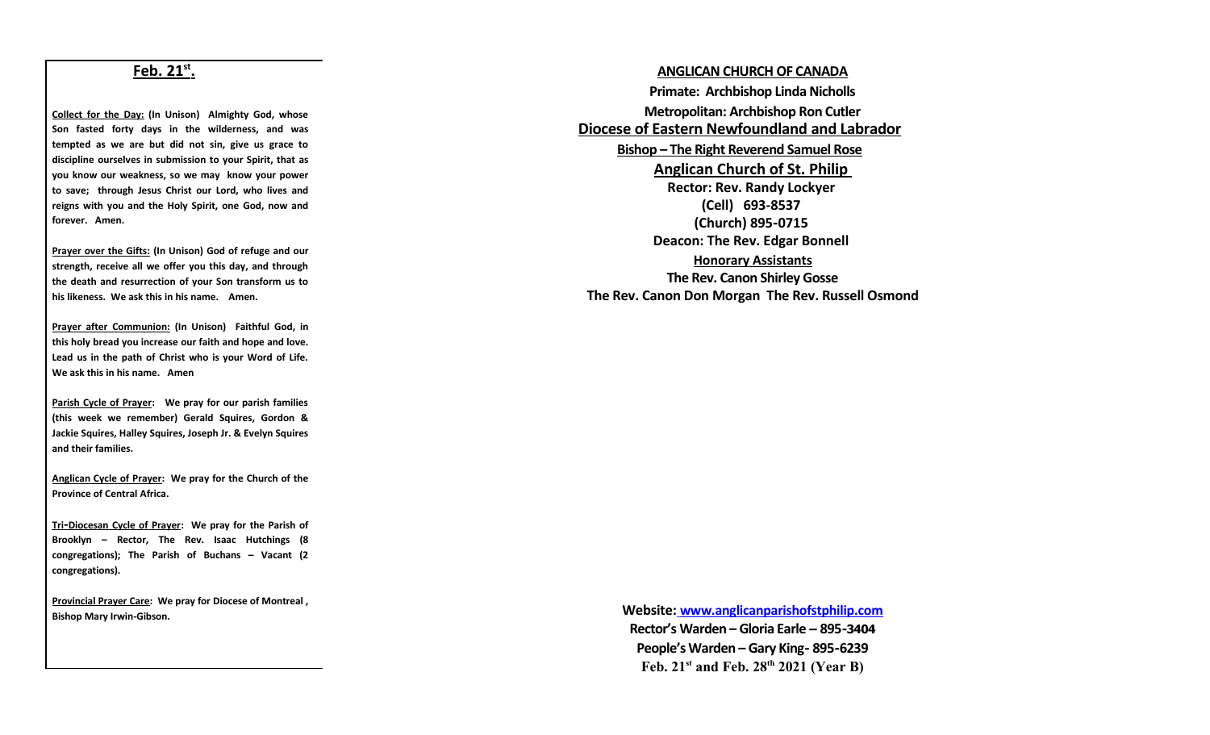## Feb. 21st.

**Collect for the Day: (In Unison) Almighty God, whose Son fasted forty days in the wilderness, and was tempted as we are but did not sin, give us grace to discipline ourselves in submission to your Spirit, that as you know our weakness, so we may know your power to save; through Jesus Christ our Lord, who lives and reigns with you and the Holy Spirit, one God, now and forever. Amen.**

**Prayer over the Gifts: (In Unison) God of refuge and our strength, receive all we offer you this day, and through the death and resurrection of your Son transform us to his likeness. We ask this in his name. Amen.**

**Prayer after Communion: (In Unison) Faithful God, in this holy bread you increase our faith and hope and love. Lead us in the path of Christ who is your Word of Life. We ask this in his name. Amen**

**Parish Cycle of Prayer: We pray for our parish families (this week we remember) Gerald Squires, Gordon & Jackie Squires, Halley Squires, Joseph Jr. & Evelyn Squires and their families.**

**Anglican Cycle of Prayer: We pray for the Church of the Province of Central Africa.**

**Tri-Diocesan Cycle of Prayer: We pray for the Parish of Brooklyn – Rector, The Rev. Isaac Hutchings (8 congregations); The Parish of Buchans – Vacant (2 congregations).**

**Provincial Prayer Care: We pray for Diocese of Montreal, Bishop Mary Irwin-Gibson.**

**ANGLICAN CHURCH OF CANADA**

**Primate: Archbishop Linda Nicholls**

**Metropolitan: Archbishop Ron Cutler**

**Diocese of Eastern Newfoundland and Labrador**

**Bishop – The Right Reverend Samuel Rose**

**Anglican Church of St. Philip**

**Rector: Rev. Randy Lockyer**

**(Cell) 693-8537**

**(Church) 895-0715**

**Deacon: The Rev. Edgar Bonnell**

**Honorary Assistants**

**The Rev. Canon Shirley Gosse**

**The Rev. Canon Don Morgan The Rev. Russell Osmond**

**Website: www.anglicanparishofstphilip.com**

**Rector's Warden – Gloria Earle – 895-3404**

**People's Warden – Gary King- 895-6239**

**Feb. 21st and Feb. 28th 2021 (Year B)**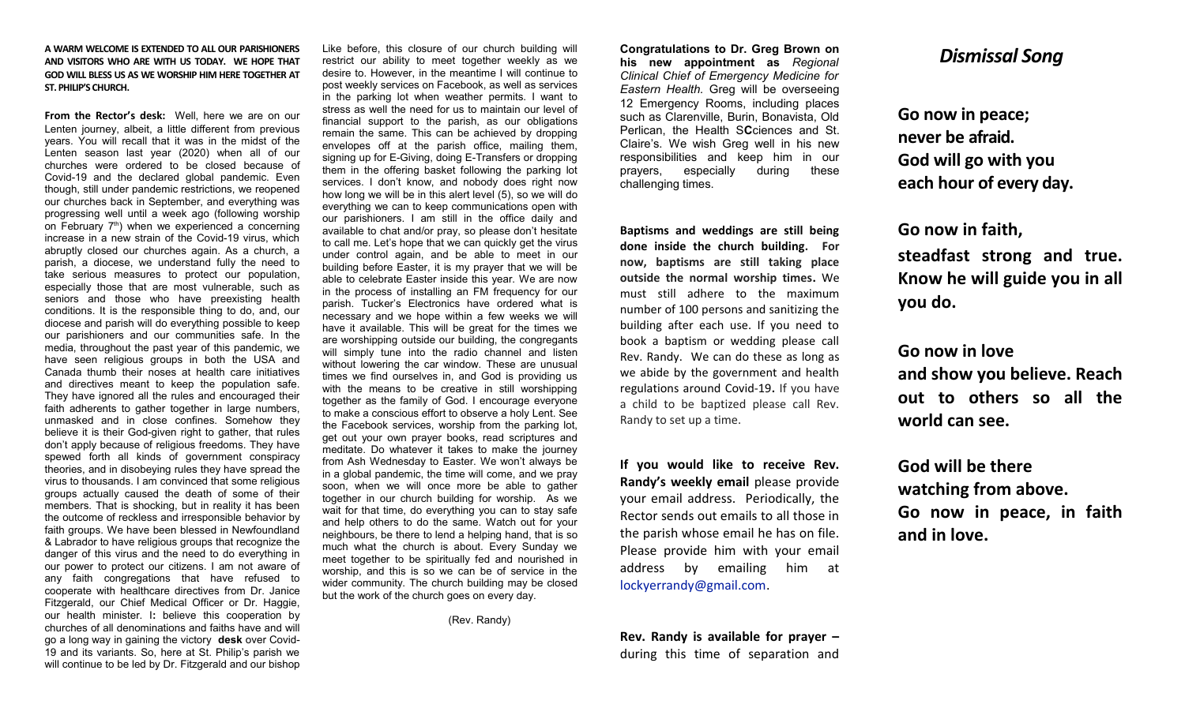**A WARM WELCOME IS EXTENDED TO ALL OUR PARISHIONERS AND VISITORS WHO ARE WITH US TODAY. WE HOPE THAT GOD WILL BLESS US AS WE WORSHIP HIM HERE TOGETHER AT ST. PHILIP'S CHURCH.**

**From the Rector's desk:** Well, here we are on our Lenten journey, albeit, a little different from previous years. You will recall that it was in the midst of the Lenten season last year (2020) when all of our churches were ordered to be closed because of Covid-19 and the declared global pandemic. Even though, still under pandemic restrictions, we reopened our churches back in September, and everything was progressing well until a week ago (following worship on February 7th) when we experienced a concerning increase in a new strain of the Covid-19 virus, which abruptly closed our churches again. As a church, a parish, a diocese, we understand fully the need to take serious measures to protect our population, especially those that are most vulnerable, such as seniors and those who have preexisting health conditions. It is the responsible thing to do, and, our diocese and parish will do everything possible to keep our parishioners and our communities safe. In the media, throughout the past year of this pandemic, we have seen religious groups in both the USA and Canada thumb their noses at health care initiatives and directives meant to keep the population safe. They have ignored all the rules and encouraged their faith adherents to gather together in large numbers, unmasked and in close confines. Somehow they believe it is their God-given right to gather, that rules don't apply because of religious freedoms. They have spewed forth all kinds of government conspiracy theories, and in disobeying rules they have spread the virus to thousands. I am convinced that some religious groups actually caused the death of some of their members. That is shocking, but in reality it has been the outcome of reckless and irresponsible behavior by faith groups. We have been blessed in Newfoundland & Labrador to have religious groups that recognize the danger of this virus and the need to do everything in our power to protect our citizens. I am not aware of any faith congregations that have refused to cooperate with healthcare directives from Dr. Janice Fitzgerald, our Chief Medical Officer or Dr. Haggie, our health minister. I**:** believe this cooperation by churches of all denominations and faiths have and will go a long way in gaining the victory **desk** over Covid-19 and its variants. So, here at St. Philip's parish we will continue to be led by Dr. Fitzgerald and our bishop

Like before, this closure of our church building will restrict our ability to meet together weekly as we desire to. However, in the meantime I will continue to post weekly services on Facebook, as well as services in the parking lot when weather permits. I want to stress as well the need for us to maintain our level of financial support to the parish, as our obligations remain the same. This can be achieved by dropping envelopes off at the parish office, mailing them, signing up for E-Giving, doing E-Transfers or dropping them in the offering basket following the parking lot services. I don't know, and nobody does right now how long we will be in this alert level (5), so we will do everything we can to keep communications open with our parishioners. I am still in the office daily and available to chat and/or pray, so please don't hesitate to call me. Let's hope that we can quickly get the virus under control again, and be able to meet in our building before Easter, it is my prayer that we will be able to celebrate Easter inside this year. We are now in the process of installing an FM frequency for our parish. Tucker's Electronics have ordered what is necessary and we hope within a few weeks we will have it available. This will be great for the times we are worshipping outside our building, the congregants will simply tune into the radio channel and listen without lowering the car window. These are unusual times we find ourselves in, and God is providing us with the means to be creative in still worshipping together as the family of God. I encourage everyone to make a conscious effort to observe a holy Lent. See the Facebook services, worship from the parking lot, get out your own prayer books, read scriptures and meditate. Do whatever it takes to make the journey from Ash Wednesday to Easter. We won't always be in a global pandemic, the time will come, and we pray soon, when we will once more be able to gather together in our church building for worship. As we wait for that time, do everything you can to stay safe and help others to do the same. Watch out for your neighbours, be there to lend a helping hand, that is so much what the church is about. Every Sunday we meet together to be spiritually fed and nourished in worship, and this is so we can be of service in the wider community. The church building may be closed but the work of the church goes on every day.

(Rev. Randy)

**Congratulations to Dr. Greg Brown on his new appointment as** *Regional Clinical Chief of Emergency Medicine for Eastern Health.* Greg will be overseeing 12 Emergency Rooms, including places such as Clarenville, Burin, Bonavista, Old Perlican, the Health S**C**ciences and St. Claire's. We wish Greg well in his new responsibilities and keep him in our prayers, especially during these challenging times.

**Baptisms and weddings are still being done inside the church building. For now, baptisms are still taking place outside the normal worship times.** We must still adhere to the maximum number of 100 persons and sanitizing the building after each use. If you need to book a baptism or wedding please call Rev. Randy. We can do these as long as we abide by the government and health regulations around Covid-19**.** If you have a child to be baptized please call Rev. Randy to set up a time.

**If you would like to receive Rev. Randy's weekly email** please provide your email address. Periodically, the Rector sends out emails to all those in the parish whose email he has on file. Please provide him with your email address by emailing him at lockyerrandy@gmail.com.

**Rev. Randy is available for prayer –** during this time of separation and

## *Dismissal Song*

**Go now in peace;**
**never be afraid.**
**God will go with you**
**each hour of every day.**

**Go now in faith,**
**steadfast strong and true.**
**Know he will guide you in all you do.**

**Go now in love**
**and show you believe. Reach out to others so all the world can see.**

**God will be there**
**watching from above.**
**Go now in peace, in faith and in love.**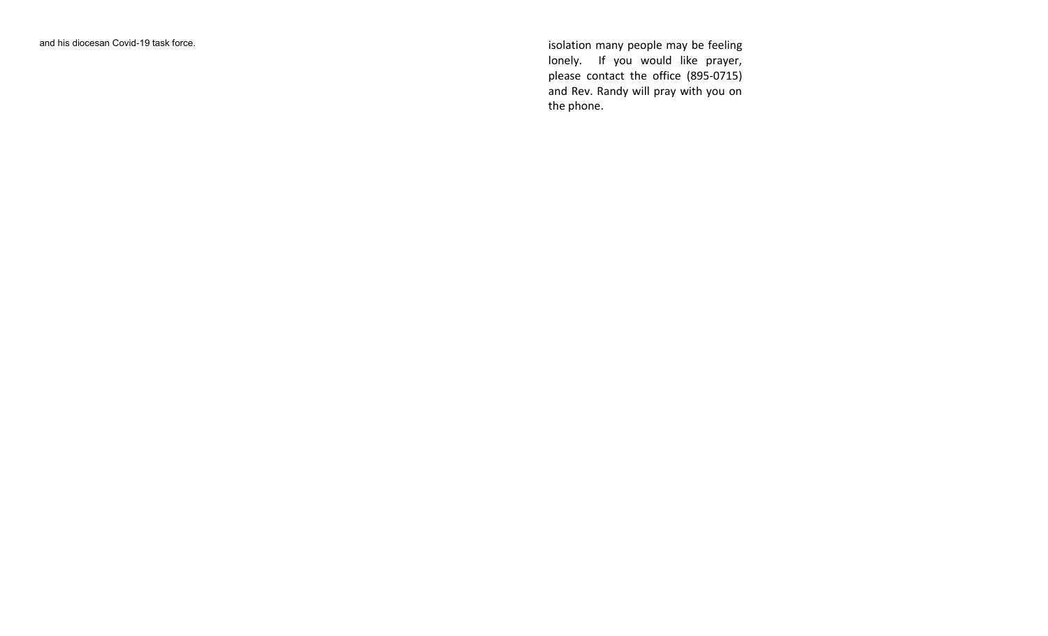and his diocesan Covid-19 task force.

isolation many people may be feeling lonely. If you would like prayer, please contact the office (895-0715) and Rev. Randy will pray with you on the phone.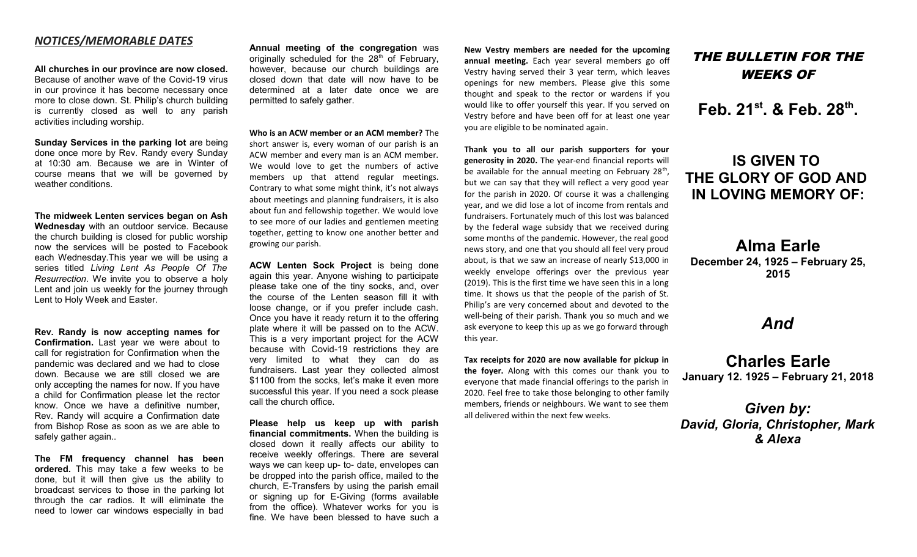## *NOTICES/MEMORABLE DATES*

**All churches in our province are now closed.** Because of another wave of the Covid-19 virus in our province it has become necessary once more to close down. St. Philip's church building is currently closed as well to any parish activities including worship.

**Sunday Services in the parking lot** are being done once more by Rev. Randy every Sunday at 10:30 am. Because we are in Winter of course means that we will be governed by weather conditions.

**The midweek Lenten services began on Ash Wednesday** with an outdoor service. Because the church building is closed for public worship now the services will be posted to Facebook each Wednesday.This year we will be using a series titled *Living Lent As People Of The Resurrection*. We invite you to observe a holy Lent and join us weekly for the journey through Lent to Holy Week and Easter.

**Rev. Randy is now accepting names for Confirmation.** Last year we were about to call for registration for Confirmation when the pandemic was declared and we had to close down. Because we are still closed we are only accepting the names for now. If you have a child for Confirmation please let the rector know. Once we have a definitive number, Rev. Randy will acquire a Confirmation date from Bishop Rose as soon as we are able to safely gather again..

**The FM frequency channel has been ordered.** This may take a few weeks to be done, but it will then give us the ability to broadcast services to those in the parking lot through the car radios. It will eliminate the need to lower car windows especially in bad

**Annual meeting of the congregation** was originally scheduled for the 28th of February, however, because our church buildings are closed down that date will now have to be determined at a later date once we are permitted to safely gather.

**Who is an ACW member or an ACM member?** The short answer is, every woman of our parish is an ACW member and every man is an ACM member. We would love to get the numbers of active members up that attend regular meetings. Contrary to what some might think, it's not always about meetings and planning fundraisers, it is also about fun and fellowship together. We would love to see more of our ladies and gentlemen meeting together, getting to know one another better and growing our parish.

**ACW Lenten Sock Project** is being done again this year. Anyone wishing to participate please take one of the tiny socks, and, over the course of the Lenten season fill it with loose change, or if you prefer include cash. Once you have it ready return it to the offering plate where it will be passed on to the ACW. This is a very important project for the ACW because with Covid-19 restrictions they are very limited to what they can do as fundraisers. Last year they collected almost $1100 from the socks, let's make it even more successful this year. If you need a sock please call the church office.

**Please help us keep up with parish financial commitments.** When the building is closed down it really affects our ability to receive weekly offerings. There are several ways we can keep up- to- date, envelopes can be dropped into the parish office, mailed to the church, E-Transfers by using the parish email or signing up for E-Giving (forms available from the office). Whatever works for you is fine. We have been blessed to have such a

**New Vestry members are needed for the upcoming annual meeting.** Each year several members go off Vestry having served their 3 year term, which leaves openings for new members. Please give this some thought and speak to the rector or wardens if you would like to offer yourself this year. If you served on Vestry before and have been off for at least one year you are eligible to be nominated again.

**Thank you to all our parish supporters for your generosity in 2020.** The year-end financial reports will be available for the annual meeting on February 28th, but we can say that they will reflect a very good year for the parish in 2020. Of course it was a challenging year, and we did lose a lot of income from rentals and fundraisers. Fortunately much of this lost was balanced by the federal wage subsidy that we received during some months of the pandemic. However, the real good news story, and one that you should all feel very proud about, is that we saw an increase of nearly $13,000 in weekly envelope offerings over the previous year (2019). This is the first time we have seen this in a long time. It shows us that the people of the parish of St. Philip's are very concerned about and devoted to the well-being of their parish. Thank you so much and we ask everyone to keep this up as we go forward through this year.

**Tax receipts for 2020 are now available for pickup in the foyer.** Along with this comes our thank you to everyone that made financial offerings to the parish in 2020. Feel free to take those belonging to other family members, friends or neighbours. We want to see them all delivered within the next few weeks.

# *THE BULLETIN FOR THE WEEKS OF*

# Feb. 21st. & Feb. 28th.

## IS GIVEN TO THE GLORY OF GOD AND IN LOVING MEMORY OF:

## Alma Earle

**December 24, 1925 – February 25, 2015**

## *And*

## Charles Earle

**January 12. 1925 – February 21, 2018**

***Given by:***
***David, Gloria, Christopher, Mark & Alexa***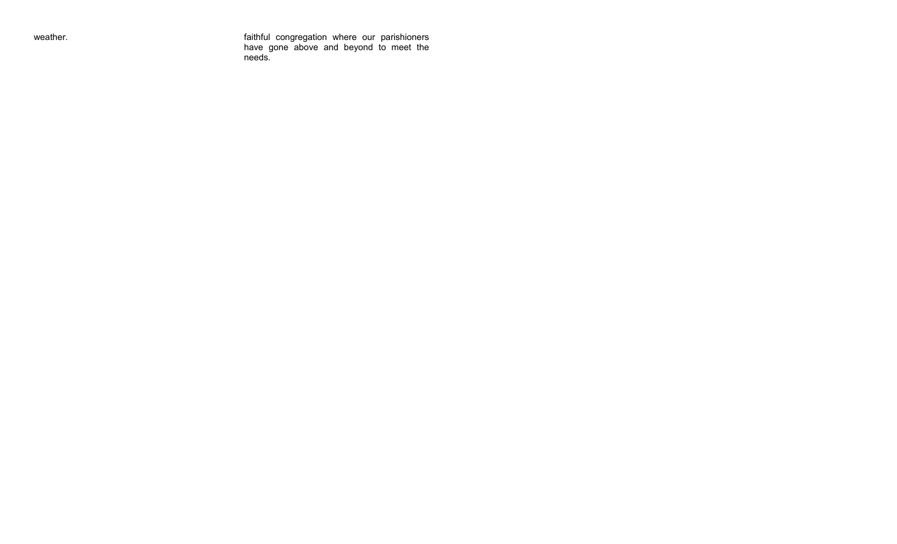weather.

faithful congregation where our parishioners have gone above and beyond to meet the needs.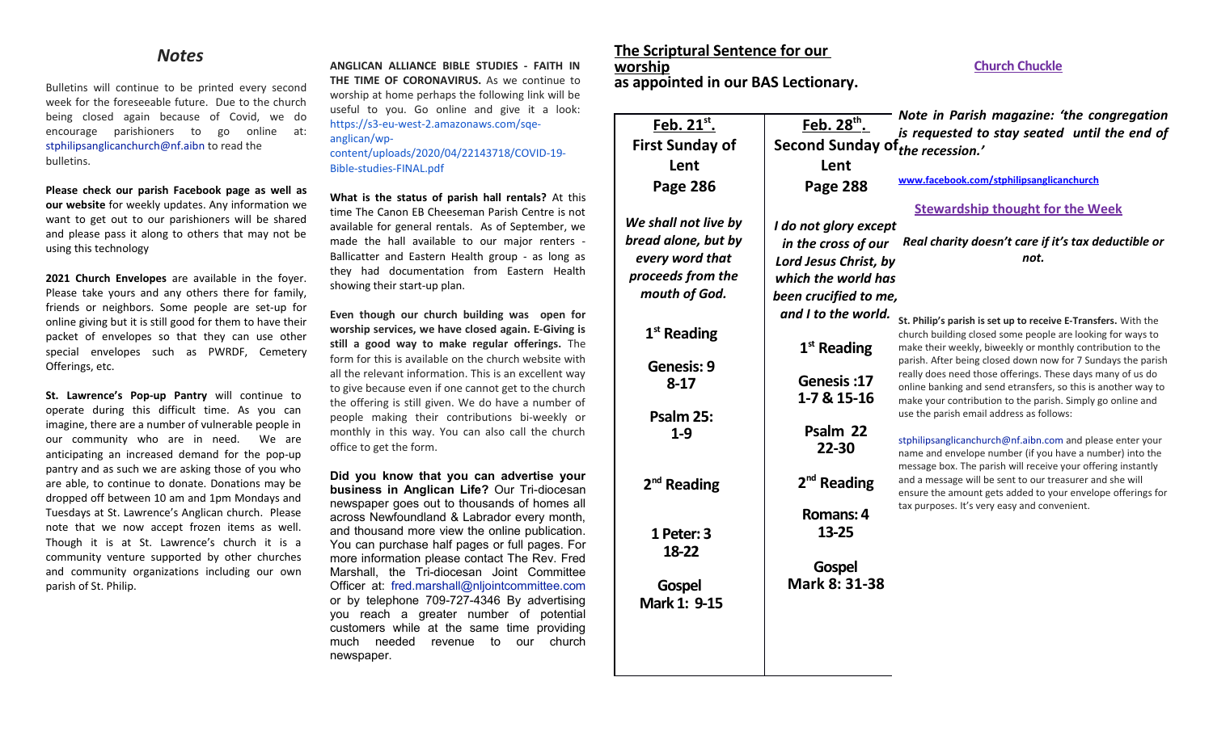## Notes

Bulletins will continue to be printed every second week for the foreseeable future. Due to the church being closed again because of Covid, we do encourage parishioners to go online at: stphilipsanglicanchurch@nf.aibn to read the bulletins.

**Please check our parish Facebook page as well as our website** for weekly updates. Any information we want to get out to our parishioners will be shared and please pass it along to others that may not be using this technology

**2021 Church Envelopes** are available in the foyer. Please take yours and any others there for family, friends or neighbors. Some people are set-up for online giving but it is still good for them to have their packet of envelopes so that they can use other special envelopes such as PWRDF, Cemetery Offerings, etc.

**St. Lawrence's Pop-up Pantry** will continue to operate during this difficult time. As you can imagine, there are a number of vulnerable people in our community who are in need. We are anticipating an increased demand for the pop-up pantry and as such we are asking those of you who are able, to continue to donate. Donations may be dropped off between 10 am and 1pm Mondays and Tuesdays at St. Lawrence's Anglican church. Please note that we now accept frozen items as well. Though it is at St. Lawrence's church it is a community venture supported by other churches and community organizations including our own parish of St. Philip.

**ANGLICAN ALLIANCE BIBLE STUDIES - FAITH IN THE TIME OF CORONAVIRUS.** As we continue to worship at home perhaps the following link will be useful to you. Go online and give it a look: https://s3-eu-west-2.amazonaws.com/sqe-anglican/wp-content/uploads/2020/04/22143718/COVID-19-Bible-studies-FINAL.pdf

**What is the status of parish hall rentals?** At this time The Canon EB Cheeseman Parish Centre is not available for general rentals. As of September, we made the hall available to our major renters - Ballicatter and Eastern Health group - as long as they had documentation from Eastern Health showing their start-up plan.

**Even though our church building was open for worship services, we have closed again. E-Giving is still a good way to make regular offerings.** The form for this is available on the church website with all the relevant information. This is an excellent way to give because even if one cannot get to the church the offering is still given. We do have a number of people making their contributions bi-weekly or monthly in this way. You can also call the church office to get the form.

**Did you know that you can advertise your business in Anglican Life?** Our Tri-diocesan newspaper goes out to thousands of homes all across Newfoundland & Labrador every month, and thousand more view the online publication. You can purchase half pages or full pages. For more information please contact The Rev. Fred Marshall, the Tri-diocesan Joint Committee Officer at: fred.marshall@nljointcommittee.com or by telephone 709-727-4346 By advertising you reach a greater number of potential customers while at the same time providing much needed revenue to our church newspaper.

## The Scriptural Sentence for our worship as appointed in our BAS Lectionary.

| Feb. 21st. First Sunday of Lent Page 286 | Feb. 28th. Second Sunday of Lent Page 288 |
|---|---|
| *We shall not live by bread alone, but by every word that proceeds from the mouth of God.* | *I do not glory except in the cross of our Lord Jesus Christ, by which the world has been crucified to me, and I to the world.* |
| **1st Reading** | **1st Reading** |
| **Genesis: 9 8-17** | **Genesis :17 1-7 & 15-16** |
| **Psalm 25: 1-9** | **Psalm 22 22-30** |
| **2nd Reading** | **2nd Reading** |
| **1 Peter: 3 18-22** | **Romans: 4 13-25** |
| **Gospel Mark 1: 9-15** | **Gospel Mark 8: 31-38** |

### Church Chuckle

***Note in Parish magazine: 'the congregation is requested to stay seated until the end of the recession.'***

www.facebook.com/stphilipsanglicanchurch

### Stewardship thought for the Week

***Real charity doesn't care if it's tax deductible or not.***

**St. Philip's parish is set up to receive E-Transfers.** With the church building closed some people are looking for ways to make their weekly, biweekly or monthly contribution to the parish. After being closed down now for 7 Sundays the parish really does need those offerings. These days many of us do online banking and send etransfers, so this is another way to make your contribution to the parish. Simply go online and use the parish email address as follows:

stphilipsanglicanchurch@nf.aibn.com and please enter your name and envelope number (if you have a number) into the message box. The parish will receive your offering instantly and a message will be sent to our treasurer and she will ensure the amount gets added to your envelope offerings for tax purposes. It's very easy and convenient.